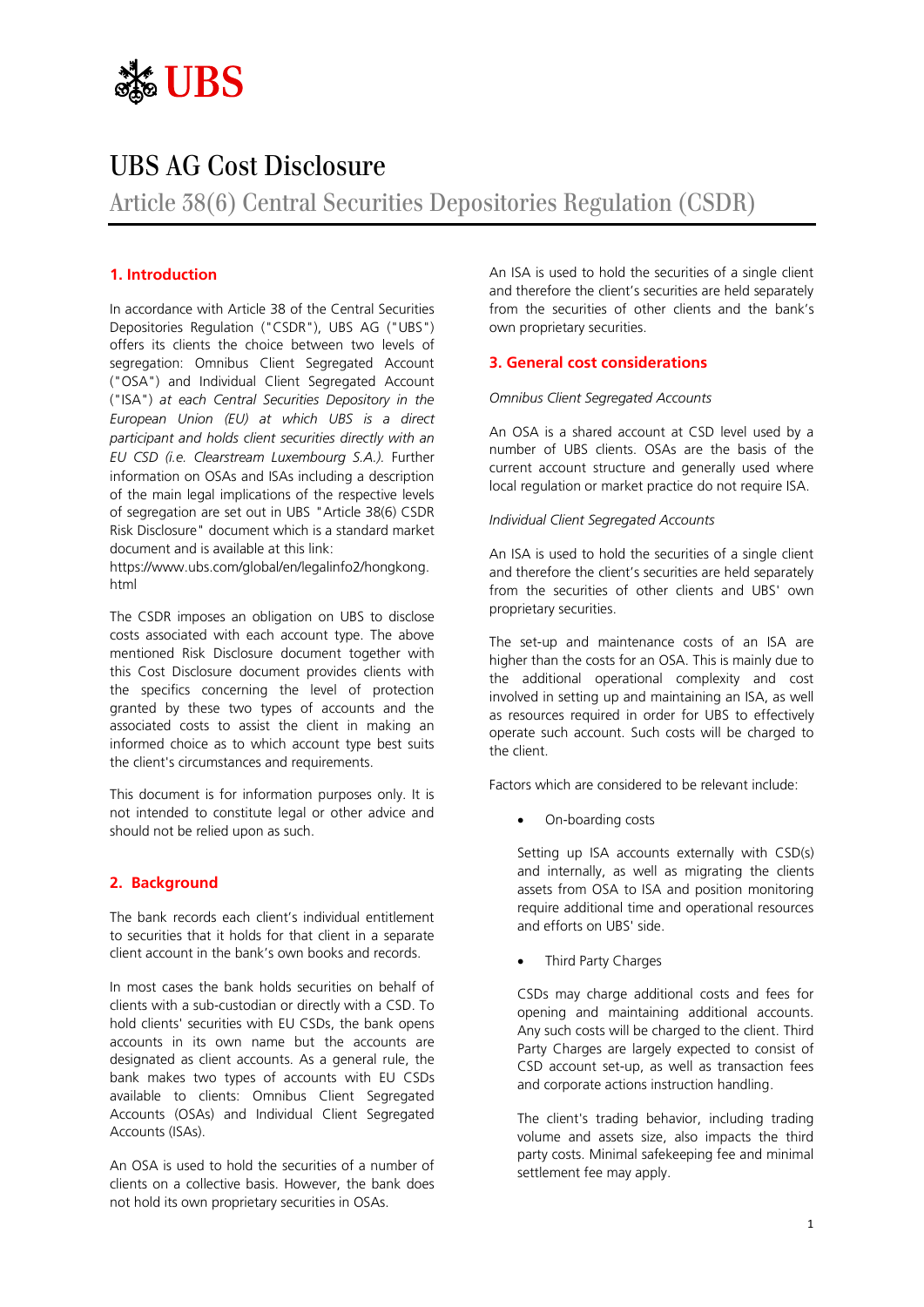# UBS AG Cost Disclosure

## Article 38(6) Central Securities Depositories Regulation (CSDR)

### 1. Introduction

In accordance with Article 38 of the Central Securities Depositories Regulation ("CSDR"), UBS AG ("UBS") offers its clients the choice between two levels of segregation: Omnibus Client Segregated Account ("OSA") and Individual Client Segregated Account ("ISA") *at each Central Securities Depository in the European Union (EU) at which UBS is a direct participant and holds client securities directly with an EU CSD (i.e. Clearstream Luxembourg S.A.).* Further information on OSAs and ISAs including a description of the main legal implications of the respective levels of segregation are set out in UBS "Article 38(6) CSDR Risk Disclosure" document which is a standard market document and is available at this link: https://www.ubs.com/global/en/legalinfo2/hongkong.html

The CSDR imposes an obligation on UBS to disclose costs associated with each account type. The above mentioned Risk Disclosure document together with this Cost Disclosure document provides clients with the specifics concerning the level of protection granted by these two types of accounts and the associated costs to assist the client in making an informed choice as to which account type best suits the client's circumstances and requirements.

This document is for information purposes only. It is not intended to constitute legal or other advice and should not be relied upon as such.

### 2. Background

The bank records each client's individual entitlement to securities that it holds for that client in a separate client account in the bank's own books and records.

In most cases the bank holds securities on behalf of clients with a sub-custodian or directly with a CSD. To hold clients' securities with EU CSDs, the bank opens accounts in its own name but the accounts are designated as client accounts. As a general rule, the bank makes two types of accounts with EU CSDs available to clients: Omnibus Client Segregated Accounts (OSAs) and Individual Client Segregated Accounts (ISAs).

An OSA is used to hold the securities of a number of clients on a collective basis. However, the bank does not hold its own proprietary securities in OSAs.

An ISA is used to hold the securities of a single client and therefore the client's securities are held separately from the securities of other clients and the bank's own proprietary securities.

### 3. General cost considerations

*Omnibus Client Segregated Accounts*

An OSA is a shared account at CSD level used by a number of UBS clients. OSAs are the basis of the current account structure and generally used where local regulation or market practice do not require ISA.

*Individual Client Segregated Accounts*

An ISA is used to hold the securities of a single client and therefore the client's securities are held separately from the securities of other clients and UBS' own proprietary securities.

The set-up and maintenance costs of an ISA are higher than the costs for an OSA. This is mainly due to the additional operational complexity and cost involved in setting up and maintaining an ISA, as well as resources required in order for UBS to effectively operate such account. Such costs will be charged to the client.

Factors which are considered to be relevant include:

- On-boarding costs

  Setting up ISA accounts externally with CSD(s) and internally, as well as migrating the clients assets from OSA to ISA and position monitoring require additional time and operational resources and efforts on UBS' side.

- Third Party Charges

  CSDs may charge additional costs and fees for opening and maintaining additional accounts. Any such costs will be charged to the client. Third Party Charges are largely expected to consist of CSD account set-up, as well as transaction fees and corporate actions instruction handling.

  The client's trading behavior, including trading volume and assets size, also impacts the third party costs. Minimal safekeeping fee and minimal settlement fee may apply.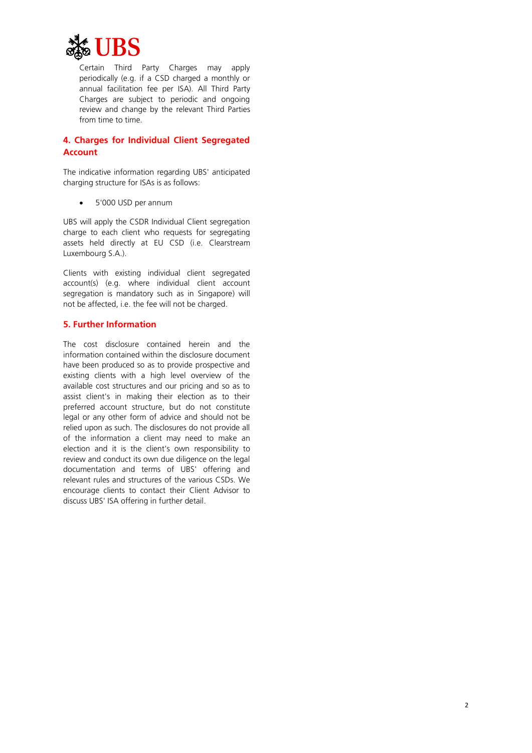Certain Third Party Charges may apply periodically (e.g. if a CSD charged a monthly or annual facilitation fee per ISA). All Third Party Charges are subject to periodic and ongoing review and change by the relevant Third Parties from time to time.

## 4. Charges for Individual Client Segregated Account

The indicative information regarding UBS' anticipated charging structure for ISAs is as follows:

- 5'000 USD per annum

UBS will apply the CSDR Individual Client segregation charge to each client who requests for segregating assets held directly at EU CSD (i.e. Clearstream Luxembourg S.A.).

Clients with existing individual client segregated account(s) (e.g. where individual client account segregation is mandatory such as in Singapore) will not be affected, i.e. the fee will not be charged.

## 5. Further Information

The cost disclosure contained herein and the information contained within the disclosure document have been produced so as to provide prospective and existing clients with a high level overview of the available cost structures and our pricing and so as to assist client's in making their election as to their preferred account structure, but do not constitute legal or any other form of advice and should not be relied upon as such. The disclosures do not provide all of the information a client may need to make an election and it is the client's own responsibility to review and conduct its own due diligence on the legal documentation and terms of UBS' offering and relevant rules and structures of the various CSDs. We encourage clients to contact their Client Advisor to discuss UBS' ISA offering in further detail.